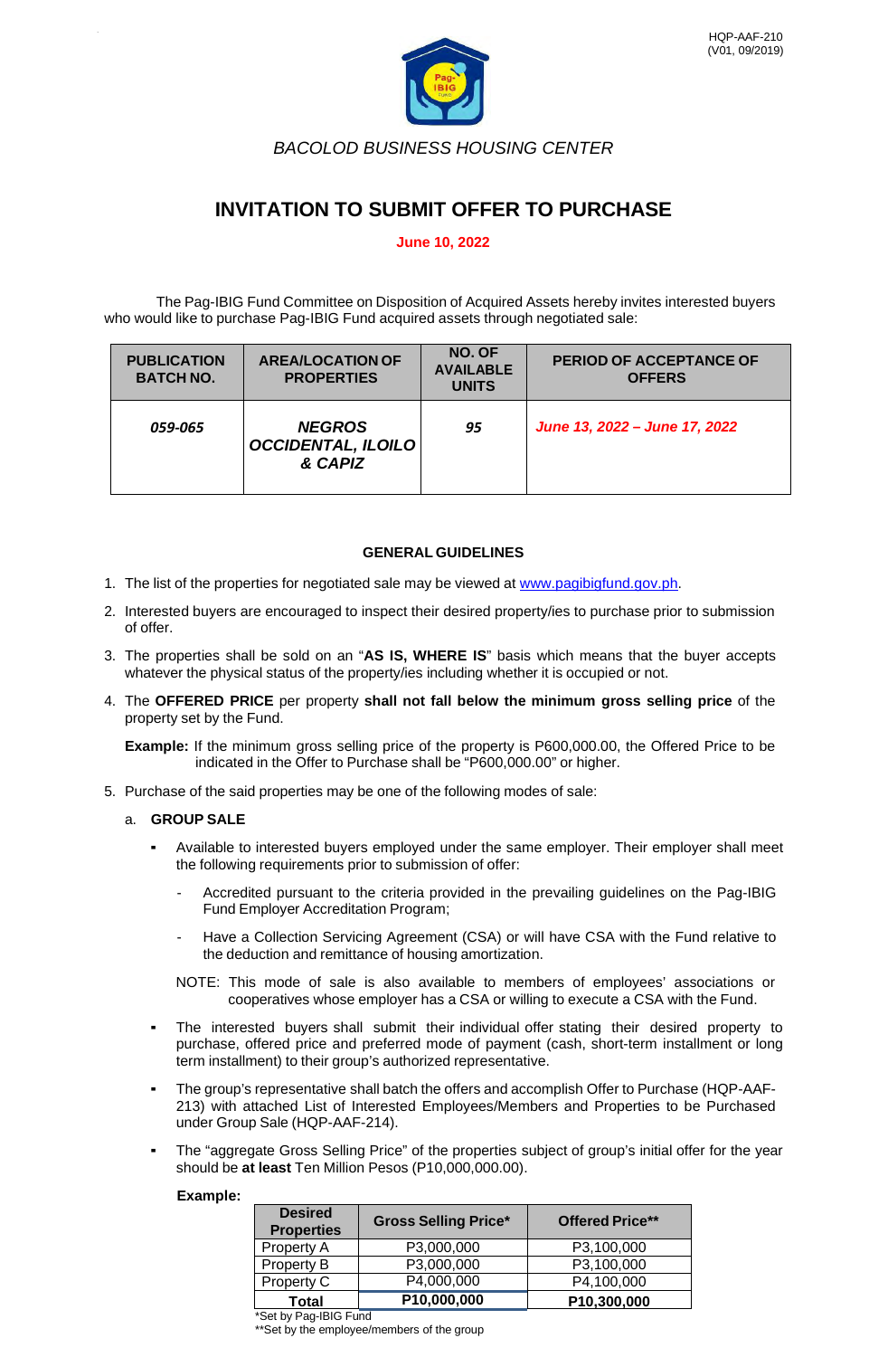HQP-AAF-210
(V01, 09/2019)

*BACOLOD BUSINESS HOUSING CENTER*

# INVITATION TO SUBMIT OFFER TO PURCHASE

**June 10, 2022**

The Pag-IBIG Fund Committee on Disposition of Acquired Assets hereby invites interested buyers who would like to purchase Pag-IBIG Fund acquired assets through negotiated sale:

| PUBLICATION BATCH NO. | AREA/LOCATION OF PROPERTIES | NO. OF AVAILABLE UNITS | PERIOD OF ACCEPTANCE OF OFFERS |
|---|---|---|---|
| ***059-065*** | ***NEGROS OCCIDENTAL, ILOILO & CAPIZ*** | ***95*** | ***June 13, 2022 – June 17, 2022*** |

**GENERAL GUIDELINES**

1. The list of the properties for negotiated sale may be viewed at www.pagibigfund.gov.ph.
2. Interested buyers are encouraged to inspect their desired property/ies to purchase prior to submission of offer.
3. The properties shall be sold on an "**AS IS, WHERE IS**" basis which means that the buyer accepts whatever the physical status of the property/ies including whether it is occupied or not.
4. The **OFFERED PRICE** per property **shall not fall below the minimum gross selling price** of the property set by the Fund.

   **Example:** If the minimum gross selling price of the property is P600,000.00, the Offered Price to be indicated in the Offer to Purchase shall be "P600,000.00" or higher.

5. Purchase of the said properties may be one of the following modes of sale:

   a. **GROUP SALE**

   - Available to interested buyers employed under the same employer. Their employer shall meet the following requirements prior to submission of offer:
     - Accredited pursuant to the criteria provided in the prevailing guidelines on the Pag-IBIG Fund Employer Accreditation Program;
     - Have a Collection Servicing Agreement (CSA) or will have CSA with the Fund relative to the deduction and remittance of housing amortization.

     NOTE: This mode of sale is also available to members of employees' associations or cooperatives whose employer has a CSA or willing to execute a CSA with the Fund.

   - The interested buyers shall submit their individual offer stating their desired property to purchase, offered price and preferred mode of payment (cash, short-term installment or long term installment) to their group's authorized representative.
   - The group's representative shall batch the offers and accomplish Offer to Purchase (HQP-AAF-213) with attached List of Interested Employees/Members and Properties to be Purchased under Group Sale (HQP-AAF-214).
   - The "aggregate Gross Selling Price" of the properties subject of group's initial offer for the year should be **at least** Ten Million Pesos (P10,000,000.00).

   **Example:**

   | Desired Properties | Gross Selling Price* | Offered Price** |
   |---|---|---|
   | Property A | P3,000,000 | P3,100,000 |
   | Property B | P3,000,000 | P3,100,000 |
   | Property C | P4,000,000 | P4,100,000 |
   | **Total** | **P10,000,000** | **P10,300,000** |

   *Set by Pag-IBIG Fund
   **Set by the employee/members of the group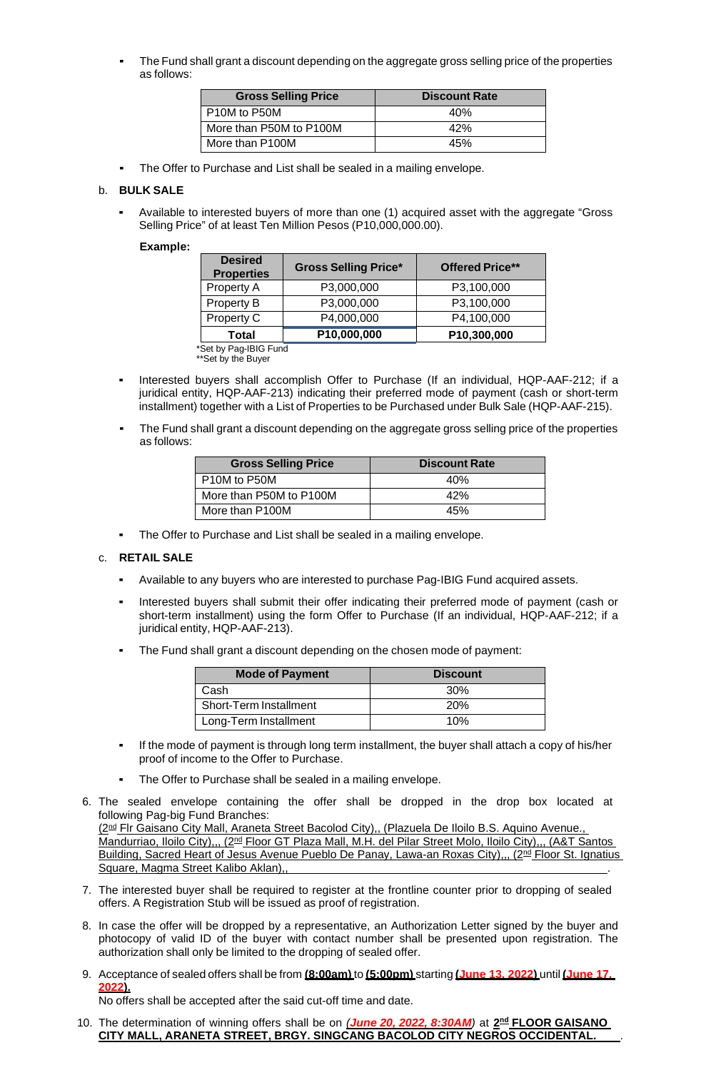- The Fund shall grant a discount depending on the aggregate gross selling price of the properties as follows:

| Gross Selling Price | Discount Rate |
|---|---|
| P10M to P50M | 40% |
| More than P50M to P100M | 42% |
| More than P100M | 45% |

- The Offer to Purchase and List shall be sealed in a mailing envelope.

b. **BULK SALE**

- Available to interested buyers of more than one (1) acquired asset with the aggregate "Gross Selling Price" of at least Ten Million Pesos (P10,000,000.00).

**Example:**

| Desired Properties | Gross Selling Price* | Offered Price** |
|---|---|---|
| Property A | P3,000,000 | P3,100,000 |
| Property B | P3,000,000 | P3,100,000 |
| Property C | P4,000,000 | P4,100,000 |
| **Total** | **P10,000,000** | **P10,300,000** |

*Set by Pag-IBIG Fund
**Set by the Buyer

- Interested buyers shall accomplish Offer to Purchase (If an individual, HQP-AAF-212; if a juridical entity, HQP-AAF-213) indicating their preferred mode of payment (cash or short-term installment) together with a List of Properties to be Purchased under Bulk Sale (HQP-AAF-215).

- The Fund shall grant a discount depending on the aggregate gross selling price of the properties as follows:

| Gross Selling Price | Discount Rate |
|---|---|
| P10M to P50M | 40% |
| More than P50M to P100M | 42% |
| More than P100M | 45% |

- The Offer to Purchase and List shall be sealed in a mailing envelope.

c. **RETAIL SALE**

- Available to any buyers who are interested to purchase Pag-IBIG Fund acquired assets.

- Interested buyers shall submit their offer indicating their preferred mode of payment (cash or short-term installment) using the form Offer to Purchase (If an individual, HQP-AAF-212; if a juridical entity, HQP-AAF-213).

- The Fund shall grant a discount depending on the chosen mode of payment:

| Mode of Payment | Discount |
|---|---|
| Cash | 30% |
| Short-Term Installment | 20% |
| Long-Term Installment | 10% |

- If the mode of payment is through long term installment, the buyer shall attach a copy of his/her proof of income to the Offer to Purchase.

- The Offer to Purchase shall be sealed in a mailing envelope.

6. The sealed envelope containing the offer shall be dropped in the drop box located at following Pag-big Fund Branches:
(2nd Flr Gaisano City Mall, Araneta Street Bacolod City),, (Plazuela De Iloilo B.S. Aquino Avenue., Mandurriao, Iloilo City),,, (2nd Floor GT Plaza Mall, M.H. del Pilar Street Molo, Iloilo City),,, (A&T Santos Building, Sacred Heart of Jesus Avenue Pueblo De Panay, Lawa-an Roxas City),,, (2nd Floor St. Ignatius Square, Magma Street Kalibo Aklan),, .

7. The interested buyer shall be required to register at the frontline counter prior to dropping of sealed offers. A Registration Stub will be issued as proof of registration.

8. In case the offer will be dropped by a representative, an Authorization Letter signed by the buyer and photocopy of valid ID of the buyer with contact number shall be presented upon registration. The authorization shall only be limited to the dropping of sealed offer.

9. Acceptance of sealed offers shall be from **(8:00am)** to **(5:00pm)** starting **(June 13, 2022)** until **(June 17, 2022).**
No offers shall be accepted after the said cut-off time and date.

10. The determination of winning offers shall be on ***(June 20, 2022, 8:30AM)*** at **2nd FLOOR GAISANO CITY MALL, ARANETA STREET, BRGY. SINGCANG BACOLOD CITY NEGROS OCCIDENTAL.** .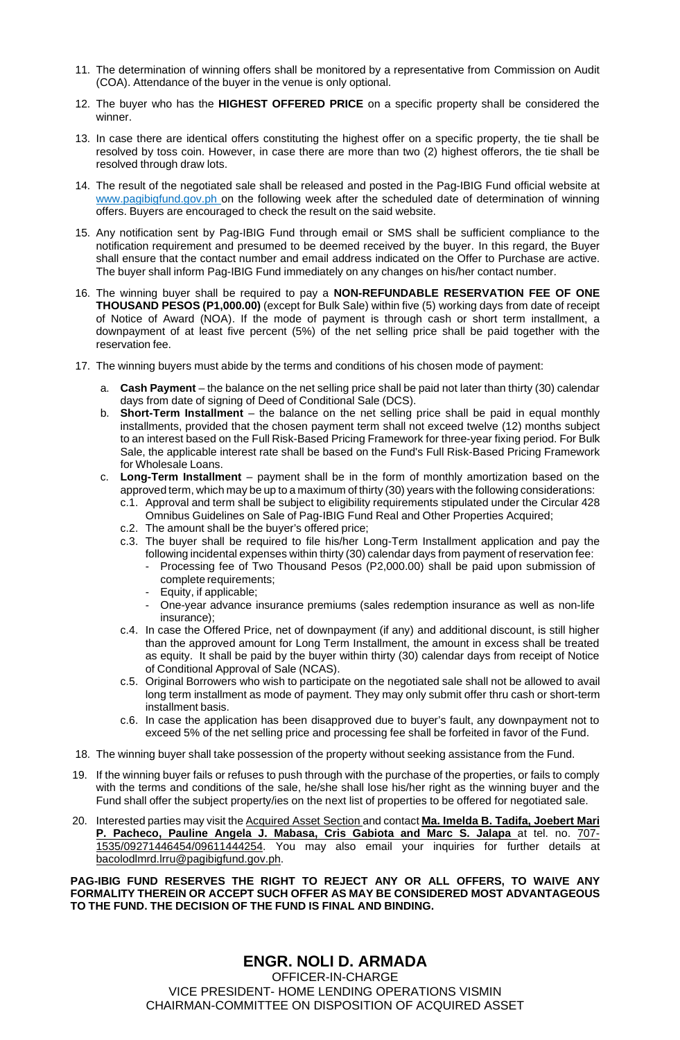11. The determination of winning offers shall be monitored by a representative from Commission on Audit (COA). Attendance of the buyer in the venue is only optional.

12. The buyer who has the **HIGHEST OFFERED PRICE** on a specific property shall be considered the winner.

13. In case there are identical offers constituting the highest offer on a specific property, the tie shall be resolved by toss coin. However, in case there are more than two (2) highest offerors, the tie shall be resolved through draw lots.

14. The result of the negotiated sale shall be released and posted in the Pag-IBIG Fund official website at www.pagibigfund.gov.ph on the following week after the scheduled date of determination of winning offers. Buyers are encouraged to check the result on the said website.

15. Any notification sent by Pag-IBIG Fund through email or SMS shall be sufficient compliance to the notification requirement and presumed to be deemed received by the buyer. In this regard, the Buyer shall ensure that the contact number and email address indicated on the Offer to Purchase are active. The buyer shall inform Pag-IBIG Fund immediately on any changes on his/her contact number.

16. The winning buyer shall be required to pay a **NON-REFUNDABLE RESERVATION FEE OF ONE THOUSAND PESOS (P1,000.00)** (except for Bulk Sale) within five (5) working days from date of receipt of Notice of Award (NOA). If the mode of payment is through cash or short term installment, a downpayment of at least five percent (5%) of the net selling price shall be paid together with the reservation fee.

17. The winning buyers must abide by the terms and conditions of his chosen mode of payment:

    a. **Cash Payment** – the balance on the net selling price shall be paid not later than thirty (30) calendar days from date of signing of Deed of Conditional Sale (DCS).

    b. **Short-Term Installment** – the balance on the net selling price shall be paid in equal monthly installments, provided that the chosen payment term shall not exceed twelve (12) months subject to an interest based on the Full Risk-Based Pricing Framework for three-year fixing period. For Bulk Sale, the applicable interest rate shall be based on the Fund's Full Risk-Based Pricing Framework for Wholesale Loans.

    c. **Long-Term Installment** – payment shall be in the form of monthly amortization based on the approved term, which may be up to a maximum of thirty (30) years with the following considerations:

       c.1. Approval and term shall be subject to eligibility requirements stipulated under the Circular 428 Omnibus Guidelines on Sale of Pag-IBIG Fund Real and Other Properties Acquired;

       c.2. The amount shall be the buyer's offered price;

       c.3. The buyer shall be required to file his/her Long-Term Installment application and pay the following incidental expenses within thirty (30) calendar days from payment of reservation fee:

       - Processing fee of Two Thousand Pesos (P2,000.00) shall be paid upon submission of complete requirements;
       - Equity, if applicable;
       - One-year advance insurance premiums (sales redemption insurance as well as non-life insurance);

       c.4. In case the Offered Price, net of downpayment (if any) and additional discount, is still higher than the approved amount for Long Term Installment, the amount in excess shall be treated as equity. It shall be paid by the buyer within thirty (30) calendar days from receipt of Notice of Conditional Approval of Sale (NCAS).

       c.5. Original Borrowers who wish to participate on the negotiated sale shall not be allowed to avail long term installment as mode of payment. They may only submit offer thru cash or short-term installment basis.

       c.6. In case the application has been disapproved due to buyer's fault, any downpayment not to exceed 5% of the net selling price and processing fee shall be forfeited in favor of the Fund.

18. The winning buyer shall take possession of the property without seeking assistance from the Fund.

19. If the winning buyer fails or refuses to push through with the purchase of the properties, or fails to comply with the terms and conditions of the sale, he/she shall lose his/her right as the winning buyer and the Fund shall offer the subject property/ies on the next list of properties to be offered for negotiated sale.

20. Interested parties may visit the Acquired Asset Section and contact **Ma. Imelda B. Tadifa, Joebert Mari P. Pacheco, Pauline Angela J. Mabasa, Cris Gabiota and Marc S. Jalapa** at tel. no. 707-1535/09271446454/09611444254. You may also email your inquiries for further details at bacolodlmrd.lrru@pagibigfund.gov.ph.

**PAG-IBIG FUND RESERVES THE RIGHT TO REJECT ANY OR ALL OFFERS, TO WAIVE ANY FORMALITY THEREIN OR ACCEPT SUCH OFFER AS MAY BE CONSIDERED MOST ADVANTAGEOUS TO THE FUND. THE DECISION OF THE FUND IS FINAL AND BINDING.**

**ENGR. NOLI D. ARMADA**
OFFICER-IN-CHARGE
VICE PRESIDENT- HOME LENDING OPERATIONS VISMIN
CHAIRMAN-COMMITTEE ON DISPOSITION OF ACQUIRED ASSET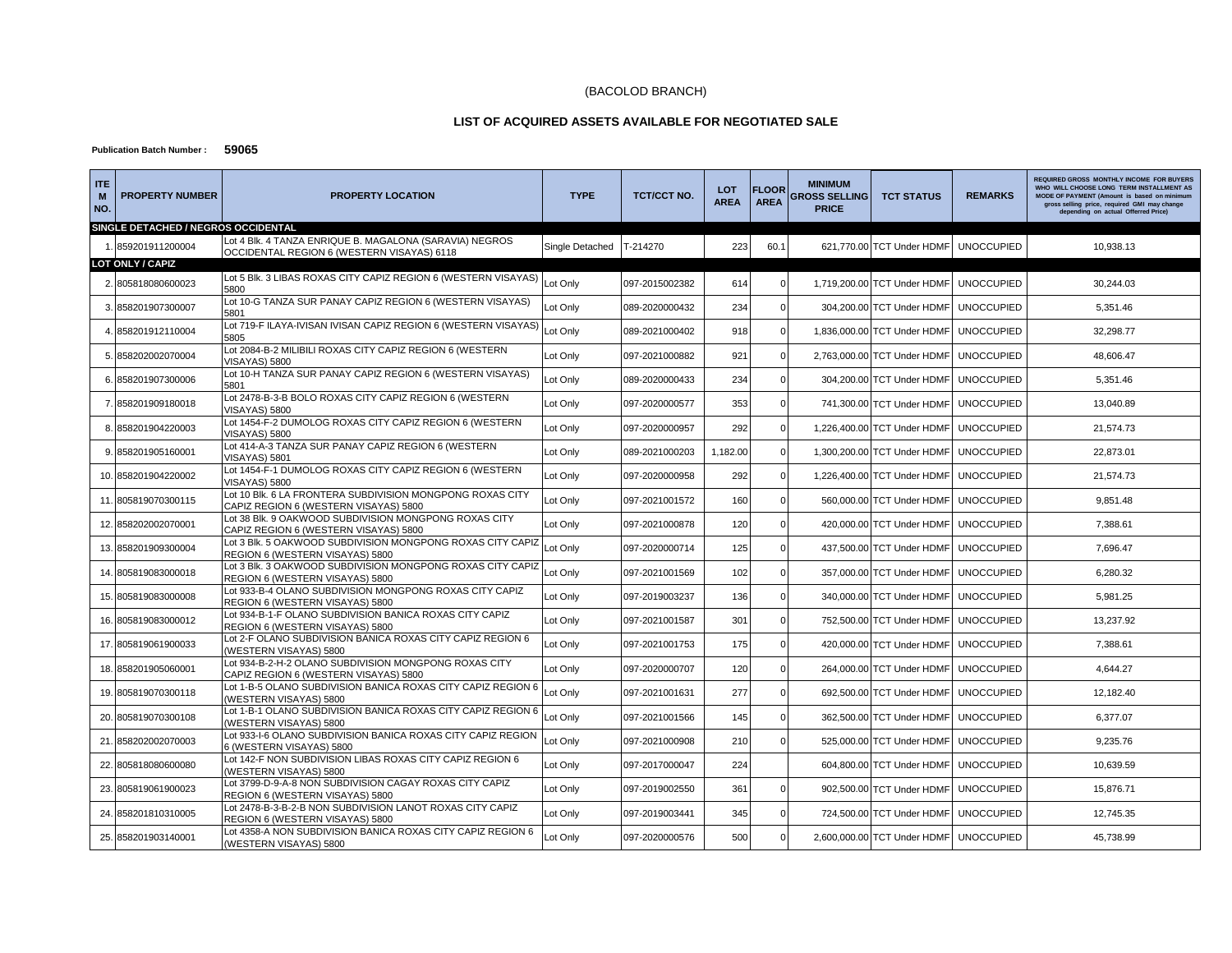(BACOLOD BRANCH)

## LIST OF ACQUIRED ASSETS AVAILABLE FOR NEGOTIATED SALE

**Publication Batch Number : 59065**

| ITEM NO. | PROPERTY NUMBER | PROPERTY LOCATION | TYPE | TCT/CCT NO. | LOT AREA | FLOOR AREA | MINIMUM GROSS SELLING PRICE | TCT STATUS | REMARKS | REQUIRED GROSS MONTHLY INCOME FOR BUYERS WHO WILL CHOOSE LONG TERM INSTALLMENT AS MODE OF PAYMENT (Amount is based on minimum gross selling price, required GMI may change depending on actual Offerred Price) |
|---|---|---|---|---|---|---|---|---|---|---|
| **SINGLE DETACHED / NEGROS OCCIDENTAL** | | | | | | | | | | |
| 1. | 859201911200004 | Lot 4 Blk. 4 TANZA ENRIQUE B. MAGALONA (SARAVIA) NEGROS OCCIDENTAL REGION 6 (WESTERN VISAYAS) 6118 | Single Detached | T-214270 | 223 | 60.1 | 621,770.00 | TCT Under HDMF | UNOCCUPIED | 10,938.13 |
| **LOT ONLY / CAPIZ** | | | | | | | | | | |
| 2. | 805818080600023 | Lot 5 Blk. 3 LIBAS ROXAS CITY CAPIZ REGION 6 (WESTERN VISAYAS) 5800 | Lot Only | 097-2015002382 | 614 | 0 | 1,719,200.00 | TCT Under HDMF | UNOCCUPIED | 30,244.03 |
| 3. | 858201907300007 | Lot 10-G TANZA SUR PANAY CAPIZ REGION 6 (WESTERN VISAYAS) 5801 | Lot Only | 089-2020000432 | 234 | 0 | 304,200.00 | TCT Under HDMF | UNOCCUPIED | 5,351.46 |
| 4. | 858201912110004 | Lot 719-F ILAYA-IVISAN IVISAN CAPIZ REGION 6 (WESTERN VISAYAS) 5805 | Lot Only | 089-2021000402 | 918 | 0 | 1,836,000.00 | TCT Under HDMF | UNOCCUPIED | 32,298.77 |
| 5. | 858202002070004 | Lot 2084-B-2 MILIBILI ROXAS CITY CAPIZ REGION 6 (WESTERN VISAYAS) 5800 | Lot Only | 097-2021000882 | 921 | 0 | 2,763,000.00 | TCT Under HDMF | UNOCCUPIED | 48,606.47 |
| 6. | 858201907300006 | Lot 10-H TANZA SUR PANAY CAPIZ REGION 6 (WESTERN VISAYAS) 5801 | Lot Only | 089-2020000433 | 234 | 0 | 304,200.00 | TCT Under HDMF | UNOCCUPIED | 5,351.46 |
| 7. | 858201909180018 | Lot 2478-B-3-B BOLO ROXAS CITY CAPIZ REGION 6 (WESTERN VISAYAS) 5800 | Lot Only | 097-2020000577 | 353 | 0 | 741,300.00 | TCT Under HDMF | UNOCCUPIED | 13,040.89 |
| 8. | 858201904220003 | Lot 1454-F-2 DUMOLOG ROXAS CITY CAPIZ REGION 6 (WESTERN VISAYAS) 5800 | Lot Only | 097-2020000957 | 292 | 0 | 1,226,400.00 | TCT Under HDMF | UNOCCUPIED | 21,574.73 |
| 9. | 858201905160001 | Lot 414-A-3 TANZA SUR PANAY CAPIZ REGION 6 (WESTERN VISAYAS) 5801 | Lot Only | 089-2021000203 | 1,182.00 | 0 | 1,300,200.00 | TCT Under HDMF | UNOCCUPIED | 22,873.01 |
| 10. | 858201904220002 | Lot 1454-F-1 DUMOLOG ROXAS CITY CAPIZ REGION 6 (WESTERN VISAYAS) 5800 | Lot Only | 097-2020000958 | 292 | 0 | 1,226,400.00 | TCT Under HDMF | UNOCCUPIED | 21,574.73 |
| 11. | 805819070300115 | Lot 10 Blk. 6 LA FRONTERA SUBDIVISION MONGPONG ROXAS CITY CAPIZ REGION 6 (WESTERN VISAYAS) 5800 | Lot Only | 097-2021001572 | 160 | 0 | 560,000.00 | TCT Under HDMF | UNOCCUPIED | 9,851.48 |
| 12. | 858202002070001 | Lot 38 Blk. 9 OAKWOOD SUBDIVISION MONGPONG ROXAS CITY CAPIZ REGION 6 (WESTERN VISAYAS) 5800 | Lot Only | 097-2021000878 | 120 | 0 | 420,000.00 | TCT Under HDMF | UNOCCUPIED | 7,388.61 |
| 13. | 858201909300004 | Lot 3 Blk. 5 OAKWOOD SUBDIVISION MONGPONG ROXAS CITY CAPIZ REGION 6 (WESTERN VISAYAS) 5800 | Lot Only | 097-2020000714 | 125 | 0 | 437,500.00 | TCT Under HDMF | UNOCCUPIED | 7,696.47 |
| 14. | 805819083000018 | Lot 3 Blk. 3 OAKWOOD SUBDIVISION MONGPONG ROXAS CITY CAPIZ REGION 6 (WESTERN VISAYAS) 5800 | Lot Only | 097-2021001569 | 102 | 0 | 357,000.00 | TCT Under HDMF | UNOCCUPIED | 6,280.32 |
| 15. | 805819083000008 | Lot 933-B-4 OLANO SUBDIVISION MONGPONG ROXAS CITY CAPIZ REGION 6 (WESTERN VISAYAS) 5800 | Lot Only | 097-2019003237 | 136 | 0 | 340,000.00 | TCT Under HDMF | UNOCCUPIED | 5,981.25 |
| 16. | 805819083000012 | Lot 934-B-1-F OLANO SUBDIVISION BANICA ROXAS CITY CAPIZ REGION 6 (WESTERN VISAYAS) 5800 | Lot Only | 097-2021001587 | 301 | 0 | 752,500.00 | TCT Under HDMF | UNOCCUPIED | 13,237.92 |
| 17. | 805819061900033 | Lot 2-F OLANO SUBDIVISION BANICA ROXAS CITY CAPIZ REGION 6 (WESTERN VISAYAS) 5800 | Lot Only | 097-2021001753 | 175 | 0 | 420,000.00 | TCT Under HDMF | UNOCCUPIED | 7,388.61 |
| 18. | 858201905060001 | Lot 934-B-2-H-2 OLANO SUBDIVISION MONGPONG ROXAS CITY CAPIZ REGION 6 (WESTERN VISAYAS) 5800 | Lot Only | 097-2020000707 | 120 | 0 | 264,000.00 | TCT Under HDMF | UNOCCUPIED | 4,644.27 |
| 19. | 805819070300118 | Lot 1-B-5 OLANO SUBDIVISION BANICA ROXAS CITY CAPIZ REGION 6 (WESTERN VISAYAS) 5800 | Lot Only | 097-2021001631 | 277 | 0 | 692,500.00 | TCT Under HDMF | UNOCCUPIED | 12,182.40 |
| 20. | 805819070300108 | Lot 1-B-1 OLANO SUBDIVISION BANICA ROXAS CITY CAPIZ REGION 6 (WESTERN VISAYAS) 5800 | Lot Only | 097-2021001566 | 145 | 0 | 362,500.00 | TCT Under HDMF | UNOCCUPIED | 6,377.07 |
| 21. | 858202002070003 | Lot 933-I-6 OLANO SUBDIVISION BANICA ROXAS CITY CAPIZ REGION 6 (WESTERN VISAYAS) 5800 | Lot Only | 097-2021000908 | 210 | 0 | 525,000.00 | TCT Under HDMF | UNOCCUPIED | 9,235.76 |
| 22. | 805818080600080 | Lot 142-F NON SUBDIVISION LIBAS ROXAS CITY CAPIZ REGION 6 (WESTERN VISAYAS) 5800 | Lot Only | 097-2017000047 | 224 | | 604,800.00 | TCT Under HDMF | UNOCCUPIED | 10,639.59 |
| 23. | 805819061900023 | Lot 3799-D-9-A-8 NON SUBDIVISION CAGAY ROXAS CITY CAPIZ REGION 6 (WESTERN VISAYAS) 5800 | Lot Only | 097-2019002550 | 361 | 0 | 902,500.00 | TCT Under HDMF | UNOCCUPIED | 15,876.71 |
| 24. | 858201810310005 | Lot 2478-B-3-B-2-B NON SUBDIVISION LANOT ROXAS CITY CAPIZ REGION 6 (WESTERN VISAYAS) 5800 | Lot Only | 097-2019003441 | 345 | 0 | 724,500.00 | TCT Under HDMF | UNOCCUPIED | 12,745.35 |
| 25. | 858201903140001 | Lot 4358-A NON SUBDIVISION BANICA ROXAS CITY CAPIZ REGION 6 (WESTERN VISAYAS) 5800 | Lot Only | 097-2020000576 | 500 | 0 | 2,600,000.00 | TCT Under HDMF | UNOCCUPIED | 45,738.99 |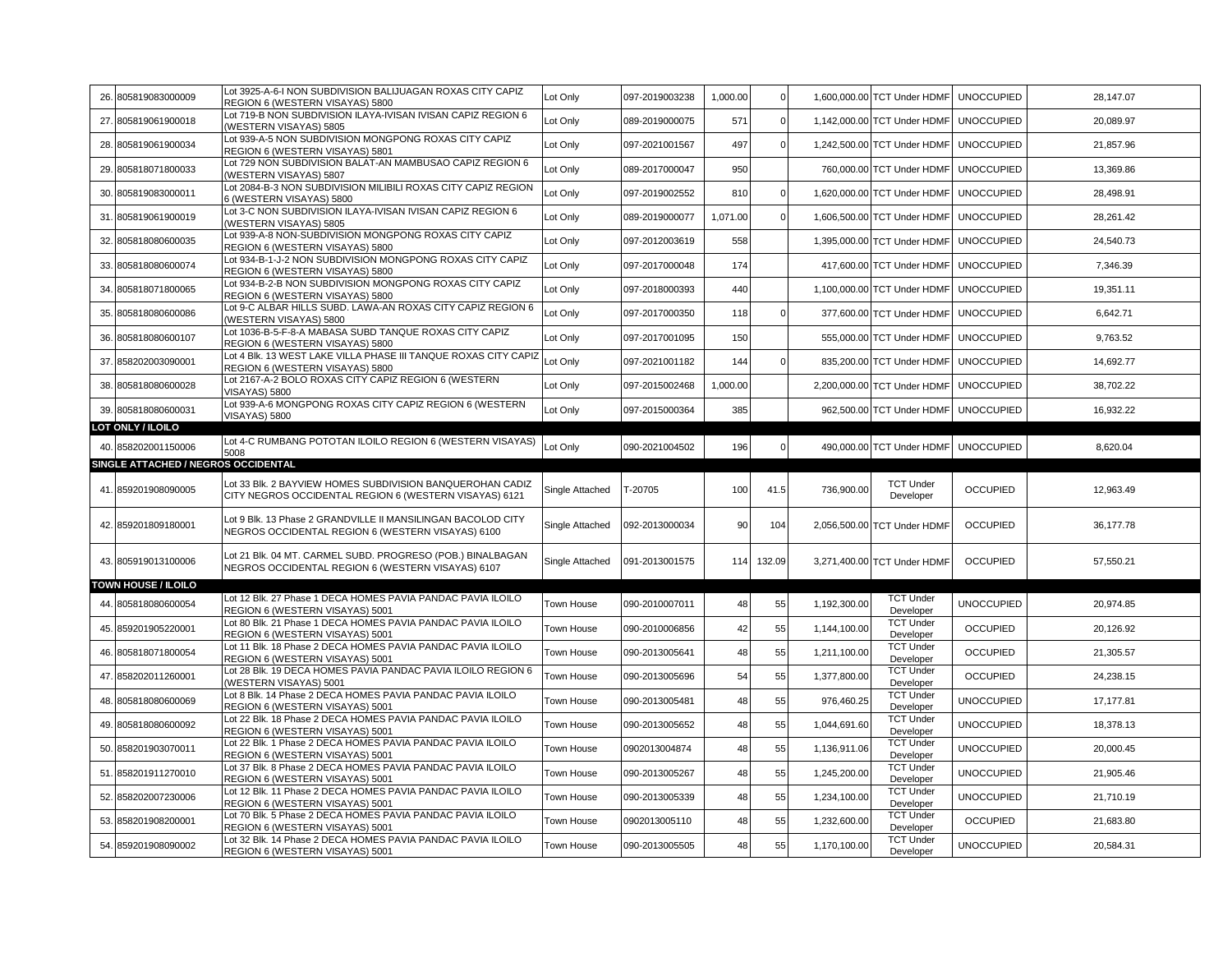| | | | | | | | | | | |
|---|---|---|---|---|---|---|---|---|---|---|
| 26. | 805819083000009 | Lot 3925-A-6-I NON SUBDIVISION BALIJUAGAN ROXAS CITY CAPIZ REGION 6 (WESTERN VISAYAS) 5800 | Lot Only | 097-2019003238 | 1,000.00 | 0 | 1,600,000.00 | TCT Under HDMF | UNOCCUPIED | 28,147.07 |
| 27. | 805819061900018 | Lot 719-B NON SUBDIVISION ILAYA-IVISAN IVISAN CAPIZ REGION 6 (WESTERN VISAYAS) 5805 | Lot Only | 089-2019000075 | 571 | 0 | 1,142,000.00 | TCT Under HDMF | UNOCCUPIED | 20,089.97 |
| 28. | 805819061900034 | Lot 939-A-5 NON SUBDIVISION MONGPONG ROXAS CITY CAPIZ REGION 6 (WESTERN VISAYAS) 5801 | Lot Only | 097-2021001567 | 497 | 0 | 1,242,500.00 | TCT Under HDMF | UNOCCUPIED | 21,857.96 |
| 29. | 805818071800033 | Lot 729 NON SUBDIVISION BALAT-AN MAMBUSAO CAPIZ REGION 6 (WESTERN VISAYAS) 5807 | Lot Only | 089-2017000047 | 950 | | 760,000.00 | TCT Under HDMF | UNOCCUPIED | 13,369.86 |
| 30. | 805819083000011 | Lot 2084-B-3 NON SUBDIVISION MILIBILI ROXAS CITY CAPIZ REGION 6 (WESTERN VISAYAS) 5800 | Lot Only | 097-2019002552 | 810 | 0 | 1,620,000.00 | TCT Under HDMF | UNOCCUPIED | 28,498.91 |
| 31. | 805819061900019 | Lot 3-C NON SUBDIVISION ILAYA-IVISAN IVISAN CAPIZ REGION 6 (WESTERN VISAYAS) 5805 | Lot Only | 089-2019000077 | 1,071.00 | 0 | 1,606,500.00 | TCT Under HDMF | UNOCCUPIED | 28,261.42 |
| 32. | 805818080600035 | Lot 939-A-8 NON-SUBDIVISION MONGPONG ROXAS CITY CAPIZ REGION 6 (WESTERN VISAYAS) 5800 | Lot Only | 097-2012003619 | 558 | | 1,395,000.00 | TCT Under HDMF | UNOCCUPIED | 24,540.73 |
| 33. | 805818080600074 | Lot 934-B-1-J-2 NON SUBDIVISION MONGPONG ROXAS CITY CAPIZ REGION 6 (WESTERN VISAYAS) 5800 | Lot Only | 097-2017000048 | 174 | | 417,600.00 | TCT Under HDMF | UNOCCUPIED | 7,346.39 |
| 34. | 805818071800065 | Lot 934-B-2-B NON SUBDIVISION MONGPONG ROXAS CITY CAPIZ REGION 6 (WESTERN VISAYAS) 5800 | Lot Only | 097-2018000393 | 440 | | 1,100,000.00 | TCT Under HDMF | UNOCCUPIED | 19,351.11 |
| 35. | 805818080600086 | Lot 9-C ALBAR HILLS SUBD. LAWA-AN ROXAS CITY CAPIZ REGION 6 (WESTERN VISAYAS) 5800 | Lot Only | 097-2017000350 | 118 | 0 | 377,600.00 | TCT Under HDMF | UNOCCUPIED | 6,642.71 |
| 36. | 805818080600107 | Lot 1036-B-5-F-8-A MABASA SUBD TANQUE ROXAS CITY CAPIZ REGION 6 (WESTERN VISAYAS) 5800 | Lot Only | 097-2017001095 | 150 | | 555,000.00 | TCT Under HDMF | UNOCCUPIED | 9,763.52 |
| 37. | 858202003090001 | Lot 4 Blk. 13 WEST LAKE VILLA PHASE III TANQUE ROXAS CITY CAPIZ REGION 6 (WESTERN VISAYAS) 5800 | Lot Only | 097-2021001182 | 144 | 0 | 835,200.00 | TCT Under HDMF | UNOCCUPIED | 14,692.77 |
| 38. | 805818080600028 | Lot 2167-A-2 BOLO ROXAS CITY CAPIZ REGION 6 (WESTERN VISAYAS) 5800 | Lot Only | 097-2015002468 | 1,000.00 | | 2,200,000.00 | TCT Under HDMF | UNOCCUPIED | 38,702.22 |
| 39. | 805818080600031 | Lot 939-A-6 MONGPONG ROXAS CITY CAPIZ REGION 6 (WESTERN VISAYAS) 5800 | Lot Only | 097-2015000364 | 385 | | 962,500.00 | TCT Under HDMF | UNOCCUPIED | 16,932.22 |
| **LOT ONLY / ILOILO** | | | | | | | | | | |
| 40. | 858202001150006 | Lot 4-C RUMBANG POTOTAN ILOILO REGION 6 (WESTERN VISAYAS) 5008 | Lot Only | 090-2021004502 | 196 | 0 | 490,000.00 | TCT Under HDMF | UNOCCUPIED | 8,620.04 |
| **SINGLE ATTACHED / NEGROS OCCIDENTAL** | | | | | | | | | | |
| 41. | 859201908090005 | Lot 33 Blk. 2 BAYVIEW HOMES SUBDIVISION BANQUEROHAN CADIZ CITY NEGROS OCCIDENTAL REGION 6 (WESTERN VISAYAS) 6121 | Single Attached | T-20705 | 100 | 41.5 | 736,900.00 | TCT Under Developer | OCCUPIED | 12,963.49 |
| 42. | 859201809180001 | Lot 9 Blk. 13 Phase 2 GRANDVILLE II MANSILINGAN BACOLOD CITY NEGROS OCCIDENTAL REGION 6 (WESTERN VISAYAS) 6100 | Single Attached | 092-2013000034 | 90 | 104 | 2,056,500.00 | TCT Under HDMF | OCCUPIED | 36,177.78 |
| 43. | 805919013100006 | Lot 21 Blk. 04 MT. CARMEL SUBD. PROGRESO (POB.) BINALBAGAN NEGROS OCCIDENTAL REGION 6 (WESTERN VISAYAS) 6107 | Single Attached | 091-2013001575 | 114 | 132.09 | 3,271,400.00 | TCT Under HDMF | OCCUPIED | 57,550.21 |
| **TOWN HOUSE / ILOILO** | | | | | | | | | | |
| 44. | 805818080600054 | Lot 12 Blk. 27 Phase 1 DECA HOMES PAVIA PANDAC PAVIA ILOILO REGION 6 (WESTERN VISAYAS) 5001 | Town House | 090-2010007011 | 48 | 55 | 1,192,300.00 | TCT Under Developer | UNOCCUPIED | 20,974.85 |
| 45. | 859201905220001 | Lot 80 Blk. 21 Phase 1 DECA HOMES PAVIA PANDAC PAVIA ILOILO REGION 6 (WESTERN VISAYAS) 5001 | Town House | 090-2010006856 | 42 | 55 | 1,144,100.00 | TCT Under Developer | OCCUPIED | 20,126.92 |
| 46. | 805818071800054 | Lot 11 Blk. 18 Phase 2 DECA HOMES PAVIA PANDAC PAVIA ILOILO REGION 6 (WESTERN VISAYAS) 5001 | Town House | 090-2013005641 | 48 | 55 | 1,211,100.00 | TCT Under Developer | OCCUPIED | 21,305.57 |
| 47. | 858202011260001 | Lot 28 Blk. 19 DECA HOMES PAVIA PANDAC PAVIA ILOILO REGION 6 (WESTERN VISAYAS) 5001 | Town House | 090-2013005696 | 54 | 55 | 1,377,800.00 | TCT Under Developer | OCCUPIED | 24,238.15 |
| 48. | 805818080600069 | Lot 8 Blk. 14 Phase 2 DECA HOMES PAVIA PANDAC PAVIA ILOILO REGION 6 (WESTERN VISAYAS) 5001 | Town House | 090-2013005481 | 48 | 55 | 976,460.25 | TCT Under Developer | UNOCCUPIED | 17,177.81 |
| 49. | 805818080600092 | Lot 22 Blk. 18 Phase 2 DECA HOMES PAVIA PANDAC PAVIA ILOILO REGION 6 (WESTERN VISAYAS) 5001 | Town House | 090-2013005652 | 48 | 55 | 1,044,691.60 | TCT Under Developer | UNOCCUPIED | 18,378.13 |
| 50. | 858201903070011 | Lot 22 Blk. 1 Phase 2 DECA HOMES PAVIA PANDAC PAVIA ILOILO REGION 6 (WESTERN VISAYAS) 5001 | Town House | 0902013004874 | 48 | 55 | 1,136,911.06 | TCT Under Developer | UNOCCUPIED | 20,000.45 |
| 51. | 858201911270010 | Lot 37 Blk. 8 Phase 2 DECA HOMES PAVIA PANDAC PAVIA ILOILO REGION 6 (WESTERN VISAYAS) 5001 | Town House | 090-2013005267 | 48 | 55 | 1,245,200.00 | TCT Under Developer | UNOCCUPIED | 21,905.46 |
| 52. | 858202007230006 | Lot 12 Blk. 11 Phase 2 DECA HOMES PAVIA PANDAC PAVIA ILOILO REGION 6 (WESTERN VISAYAS) 5001 | Town House | 090-2013005339 | 48 | 55 | 1,234,100.00 | TCT Under Developer | UNOCCUPIED | 21,710.19 |
| 53. | 858201908200001 | Lot 70 Blk. 5 Phase 2 DECA HOMES PAVIA PANDAC PAVIA ILOILO REGION 6 (WESTERN VISAYAS) 5001 | Town House | 0902013005110 | 48 | 55 | 1,232,600.00 | TCT Under Developer | OCCUPIED | 21,683.80 |
| 54. | 859201908090002 | Lot 32 Blk. 14 Phase 2 DECA HOMES PAVIA PANDAC PAVIA ILOILO REGION 6 (WESTERN VISAYAS) 5001 | Town House | 090-2013005505 | 48 | 55 | 1,170,100.00 | TCT Under Developer | UNOCCUPIED | 20,584.31 |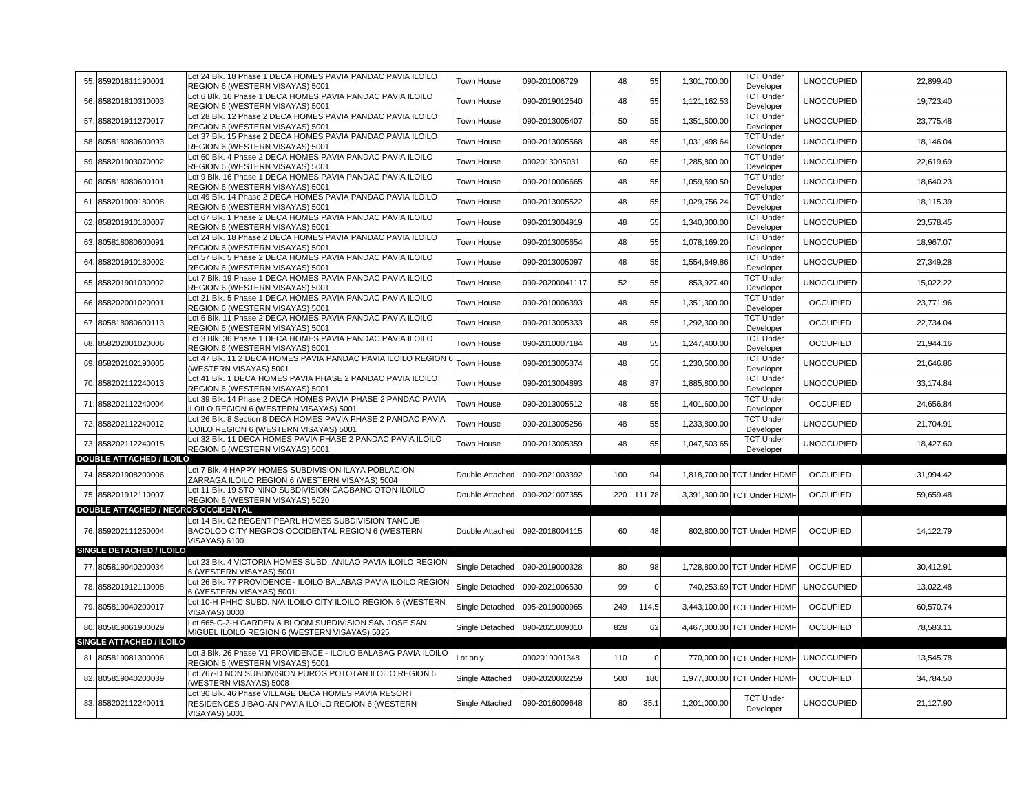| | | | | | | | | | | |
|---|---|---|---|---|---|---|---|---|---|---|
| 55. | 859201811190001 | Lot 24 Blk. 18 Phase 1 DECA HOMES PAVIA PANDAC PAVIA ILOILO REGION 6 (WESTERN VISAYAS) 5001 | Town House | 090-201006729 | 48 | 55 | 1,301,700.00 | TCT Under Developer | UNOCCUPIED | 22,899.40 |
| 56. | 858201810310003 | Lot 6 Blk. 16 Phase 1 DECA HOMES PAVIA PANDAC PAVIA ILOILO REGION 6 (WESTERN VISAYAS) 5001 | Town House | 090-2019012540 | 48 | 55 | 1,121,162.53 | TCT Under Developer | UNOCCUPIED | 19,723.40 |
| 57. | 858201911270017 | Lot 28 Blk. 12 Phase 2 DECA HOMES PAVIA PANDAC PAVIA ILOILO REGION 6 (WESTERN VISAYAS) 5001 | Town House | 090-2013005407 | 50 | 55 | 1,351,500.00 | TCT Under Developer | UNOCCUPIED | 23,775.48 |
| 58. | 805818080600093 | Lot 37 Blk. 15 Phase 2 DECA HOMES PAVIA PANDAC PAVIA ILOILO REGION 6 (WESTERN VISAYAS) 5001 | Town House | 090-2013005568 | 48 | 55 | 1,031,498.64 | TCT Under Developer | UNOCCUPIED | 18,146.04 |
| 59. | 858201903070002 | Lot 60 Blk. 4 Phase 2 DECA HOMES PAVIA PANDAC PAVIA ILOILO REGION 6 (WESTERN VISAYAS) 5001 | Town House | 0902013005031 | 60 | 55 | 1,285,800.00 | TCT Under Developer | UNOCCUPIED | 22,619.69 |
| 60. | 805818080600101 | Lot 9 Blk. 16 Phase 1 DECA HOMES PAVIA PANDAC PAVIA ILOILO REGION 6 (WESTERN VISAYAS) 5001 | Town House | 090-2010006665 | 48 | 55 | 1,059,590.50 | TCT Under Developer | UNOCCUPIED | 18,640.23 |
| 61. | 858201909180008 | Lot 49 Blk. 14 Phase 2 DECA HOMES PAVIA PANDAC PAVIA ILOILO REGION 6 (WESTERN VISAYAS) 5001 | Town House | 090-2013005522 | 48 | 55 | 1,029,756.24 | TCT Under Developer | UNOCCUPIED | 18,115.39 |
| 62. | 858201910180007 | Lot 67 Blk. 1 Phase 2 DECA HOMES PAVIA PANDAC PAVIA ILOILO REGION 6 (WESTERN VISAYAS) 5001 | Town House | 090-2013004919 | 48 | 55 | 1,340,300.00 | TCT Under Developer | UNOCCUPIED | 23,578.45 |
| 63. | 805818080600091 | Lot 24 Blk. 18 Phase 2 DECA HOMES PAVIA PANDAC PAVIA ILOILO REGION 6 (WESTERN VISAYAS) 5001 | Town House | 090-2013005654 | 48 | 55 | 1,078,169.20 | TCT Under Developer | UNOCCUPIED | 18,967.07 |
| 64. | 858201910180002 | Lot 57 Blk. 5 Phase 2 DECA HOMES PAVIA PANDAC PAVIA ILOILO REGION 6 (WESTERN VISAYAS) 5001 | Town House | 090-2013005097 | 48 | 55 | 1,554,649.86 | TCT Under Developer | UNOCCUPIED | 27,349.28 |
| 65. | 858201901030002 | Lot 7 Blk. 19 Phase 1 DECA HOMES PAVIA PANDAC PAVIA ILOILO REGION 6 (WESTERN VISAYAS) 5001 | Town House | 090-20200041117 | 52 | 55 | 853,927.40 | TCT Under Developer | UNOCCUPIED | 15,022.22 |
| 66. | 858202001020001 | Lot 21 Blk. 5 Phase 1 DECA HOMES PAVIA PANDAC PAVIA ILOILO REGION 6 (WESTERN VISAYAS) 5001 | Town House | 090-2010006393 | 48 | 55 | 1,351,300.00 | TCT Under Developer | OCCUPIED | 23,771.96 |
| 67. | 805818080600113 | Lot 6 Blk. 11 Phase 2 DECA HOMES PAVIA PANDAC PAVIA ILOILO REGION 6 (WESTERN VISAYAS) 5001 | Town House | 090-2013005333 | 48 | 55 | 1,292,300.00 | TCT Under Developer | OCCUPIED | 22,734.04 |
| 68. | 858202001020006 | Lot 3 Blk. 36 Phase 1 DECA HOMES PAVIA PANDAC PAVIA ILOILO REGION 6 (WESTERN VISAYAS) 5001 | Town House | 090-2010007184 | 48 | 55 | 1,247,400.00 | TCT Under Developer | OCCUPIED | 21,944.16 |
| 69. | 858202102190005 | Lot 47 Blk. 11 2 DECA HOMES PAVIA PANDAC PAVIA ILOILO REGION 6 (WESTERN VISAYAS) 5001 | Town House | 090-2013005374 | 48 | 55 | 1,230,500.00 | TCT Under Developer | UNOCCUPIED | 21,646.86 |
| 70. | 858202112240013 | Lot 41 Blk. 1 DECA HOMES PAVIA PHASE 2 PANDAC PAVIA ILOILO REGION 6 (WESTERN VISAYAS) 5001 | Town House | 090-2013004893 | 48 | 87 | 1,885,800.00 | TCT Under Developer | UNOCCUPIED | 33,174.84 |
| 71. | 858202112240004 | Lot 39 Blk. 14 Phase 2 DECA HOMES PAVIA PHASE 2 PANDAC PAVIA ILOILO REGION 6 (WESTERN VISAYAS) 5001 | Town House | 090-2013005512 | 48 | 55 | 1,401,600.00 | TCT Under Developer | OCCUPIED | 24,656.84 |
| 72. | 858202112240012 | Lot 26 Blk. 8 Section 8 DECA HOMES PAVIA PHASE 2 PANDAC PAVIA ILOILO REGION 6 (WESTERN VISAYAS) 5001 | Town House | 090-2013005256 | 48 | 55 | 1,233,800.00 | TCT Under Developer | UNOCCUPIED | 21,704.91 |
| 73. | 858202112240015 | Lot 32 Blk. 11 DECA HOMES PAVIA PHASE 2 PANDAC PAVIA ILOILO REGION 6 (WESTERN VISAYAS) 5001 | Town House | 090-2013005359 | 48 | 55 | 1,047,503.65 | TCT Under Developer | UNOCCUPIED | 18,427.60 |
| **DOUBLE ATTACHED / ILOILO** | | | | | | | | | | |
| 74. | 858201908200006 | Lot 7 Blk. 4 HAPPY HOMES SUBDIVISION ILAYA POBLACION ZARRAGA ILOILO REGION 6 (WESTERN VISAYAS) 5004 | Double Attached | 090-2021003392 | 100 | 94 | 1,818,700.00 | TCT Under HDMF | OCCUPIED | 31,994.42 |
| 75. | 858201912110007 | Lot 11 Blk. 19 STO NINO SUBDIVISION CAGBANG OTON ILOILO REGION 6 (WESTERN VISAYAS) 5020 | Double Attached | 090-2021007355 | 220 | 111.78 | 3,391,300.00 | TCT Under HDMF | OCCUPIED | 59,659.48 |
| **DOUBLE ATTACHED / NEGROS OCCIDENTAL** | | | | | | | | | | |
| 76. | 859202111250004 | Lot 14 Blk. 02 REGENT PEARL HOMES SUBDIVISION TANGUB BACOLOD CITY NEGROS OCCIDENTAL REGION 6 (WESTERN VISAYAS) 6100 | Double Attached | 092-2018004115 | 60 | 48 | 802,800.00 | TCT Under HDMF | OCCUPIED | 14,122.79 |
| **SINGLE DETACHED / ILOILO** | | | | | | | | | | |
| 77. | 805819040200034 | Lot 23 Blk. 4 VICTORIA HOMES SUBD. ANILAO PAVIA ILOILO REGION 6 (WESTERN VISAYAS) 5001 | Single Detached | 090-2019000328 | 80 | 98 | 1,728,800.00 | TCT Under HDMF | OCCUPIED | 30,412.91 |
| 78. | 858201912110008 | Lot 26 Blk. 77 PROVIDENCE - ILOILO BALABAG PAVIA ILOILO REGION 6 (WESTERN VISAYAS) 5001 | Single Detached | 090-2021006530 | 99 | 0 | 740,253.69 | TCT Under HDMF | UNOCCUPIED | 13,022.48 |
| 79. | 805819040200017 | Lot 10-H PHHC SUBD. N/A ILOILO CITY ILOILO REGION 6 (WESTERN VISAYAS) 0000 | Single Detached | 095-2019000965 | 249 | 114.5 | 3,443,100.00 | TCT Under HDMF | OCCUPIED | 60,570.74 |
| 80. | 805819061900029 | Lot 665-C-2-H GARDEN & BLOOM SUBDIVISION SAN JOSE SAN MIGUEL ILOILO REGION 6 (WESTERN VISAYAS) 5025 | Single Detached | 090-2021009010 | 828 | 62 | 4,467,000.00 | TCT Under HDMF | OCCUPIED | 78,583.11 |
| **SINGLE ATTACHED / ILOILO** | | | | | | | | | | |
| 81. | 805819081300006 | Lot 3 Blk. 26 Phase V1 PROVIDENCE - ILOILO BALABAG PAVIA ILOILO REGION 6 (WESTERN VISAYAS) 5001 | Lot only | 0902019001348 | 110 | 0 | 770,000.00 | TCT Under HDMF | UNOCCUPIED | 13,545.78 |
| 82. | 805819040200039 | Lot 767-D NON SUBDIVISION PUROG POTOTAN ILOILO REGION 6 (WESTERN VISAYAS) 5008 | Single Attached | 090-2020002259 | 500 | 180 | 1,977,300.00 | TCT Under HDMF | OCCUPIED | 34,784.50 |
| 83. | 858202112240011 | Lot 30 Blk. 46 Phase VILLAGE DECA HOMES PAVIA RESORT RESIDENCES JIBAO-AN PAVIA ILOILO REGION 6 (WESTERN VISAYAS) 5001 | Single Attached | 090-2016009648 | 80 | 35.1 | 1,201,000.00 | TCT Under Developer | UNOCCUPIED | 21,127.90 |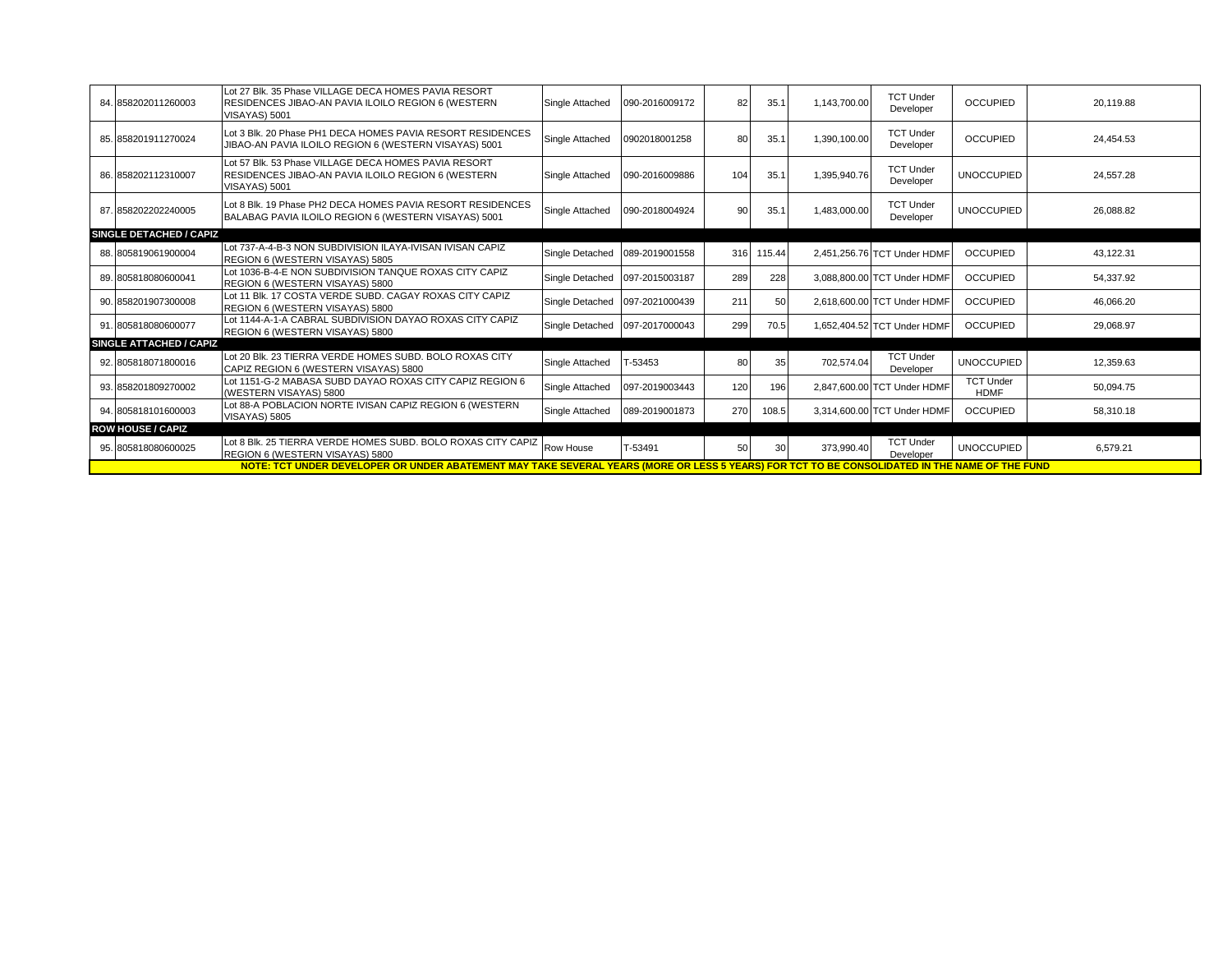| | | | | | | | | | | |
|---|---|---|---|---|---|---|---|---|---|---|
| 84. | 858202011260003 | Lot 27 Blk. 35 Phase VILLAGE DECA HOMES PAVIA RESORT RESIDENCES JIBAO-AN PAVIA ILOILO REGION 6 (WESTERN VISAYAS) 5001 | Single Attached | 090-2016009172 | 82 | 35.1 | 1,143,700.00 | TCT Under Developer | OCCUPIED | 20,119.88 |
| 85. | 858201911270024 | Lot 3 Blk. 20 Phase PH1 DECA HOMES PAVIA RESORT RESIDENCES JIBAO-AN PAVIA ILOILO REGION 6 (WESTERN VISAYAS) 5001 | Single Attached | 0902018001258 | 80 | 35.1 | 1,390,100.00 | TCT Under Developer | OCCUPIED | 24,454.53 |
| 86. | 858202112310007 | Lot 57 Blk. 53 Phase VILLAGE DECA HOMES PAVIA RESORT RESIDENCES JIBAO-AN PAVIA ILOILO REGION 6 (WESTERN VISAYAS) 5001 | Single Attached | 090-2016009886 | 104 | 35.1 | 1,395,940.76 | TCT Under Developer | UNOCCUPIED | 24,557.28 |
| 87. | 858202202240005 | Lot 8 Blk. 19 Phase PH2 DECA HOMES PAVIA RESORT RESIDENCES BALABAG PAVIA ILOILO REGION 6 (WESTERN VISAYAS) 5001 | Single Attached | 090-2018004924 | 90 | 35.1 | 1,483,000.00 | TCT Under Developer | UNOCCUPIED | 26,088.82 |
| **SINGLE DETACHED / CAPIZ** | | | | | | | | | | |
| 88. | 805819061900004 | Lot 737-A-4-B-3 NON SUBDIVISION ILAYA-IVISAN IVISAN CAPIZ REGION 6 (WESTERN VISAYAS) 5805 | Single Detached | 089-2019001558 | 316 | 115.44 | 2,451,256.76 | TCT Under HDMF | OCCUPIED | 43,122.31 |
| 89. | 805818080600041 | Lot 1036-B-4-E NON SUBDIVISION TANQUE ROXAS CITY CAPIZ REGION 6 (WESTERN VISAYAS) 5800 | Single Detached | 097-2015003187 | 289 | 228 | 3,088,800.00 | TCT Under HDMF | OCCUPIED | 54,337.92 |
| 90. | 858201907300008 | Lot 11 Blk. 17 COSTA VERDE SUBD. CAGAY ROXAS CITY CAPIZ REGION 6 (WESTERN VISAYAS) 5800 | Single Detached | 097-2021000439 | 211 | 50 | 2,618,600.00 | TCT Under HDMF | OCCUPIED | 46,066.20 |
| 91. | 805818080600077 | Lot 1144-A-1-A CABRAL SUBDIVISION DAYAO ROXAS CITY CAPIZ REGION 6 (WESTERN VISAYAS) 5800 | Single Detached | 097-2017000043 | 299 | 70.5 | 1,652,404.52 | TCT Under HDMF | OCCUPIED | 29,068.97 |
| **SINGLE ATTACHED / CAPIZ** | | | | | | | | | | |
| 92. | 805818071800016 | Lot 20 Blk. 23 TIERRA VERDE HOMES SUBD. BOLO ROXAS CITY CAPIZ REGION 6 (WESTERN VISAYAS) 5800 | Single Attached | T-53453 | 80 | 35 | 702,574.04 | TCT Under Developer | UNOCCUPIED | 12,359.63 |
| 93. | 858201809270002 | Lot 1151-G-2 MABASA SUBD DAYAO ROXAS CITY CAPIZ REGION 6 (WESTERN VISAYAS) 5800 | Single Attached | 097-2019003443 | 120 | 196 | 2,847,600.00 | TCT Under HDMF | TCT Under HDMF | 50,094.75 |
| 94. | 805818101600003 | Lot 88-A POBLACION NORTE IVISAN CAPIZ REGION 6 (WESTERN VISAYAS) 5805 | Single Attached | 089-2019001873 | 270 | 108.5 | 3,314,600.00 | TCT Under HDMF | OCCUPIED | 58,310.18 |
| **ROW HOUSE / CAPIZ** | | | | | | | | | | |
| 95. | 805818080600025 | Lot 8 Blk. 25 TIERRA VERDE HOMES SUBD. BOLO ROXAS CITY CAPIZ REGION 6 (WESTERN VISAYAS) 5800 | Row House | T-53491 | 50 | 30 | 373,990.40 | TCT Under Developer | UNOCCUPIED | 6,579.21 |

**NOTE: TCT UNDER DEVELOPER OR UNDER ABATEMENT MAY TAKE SEVERAL YEARS (MORE OR LESS 5 YEARS) FOR TCT TO BE CONSOLIDATED IN THE NAME OF THE FUND**